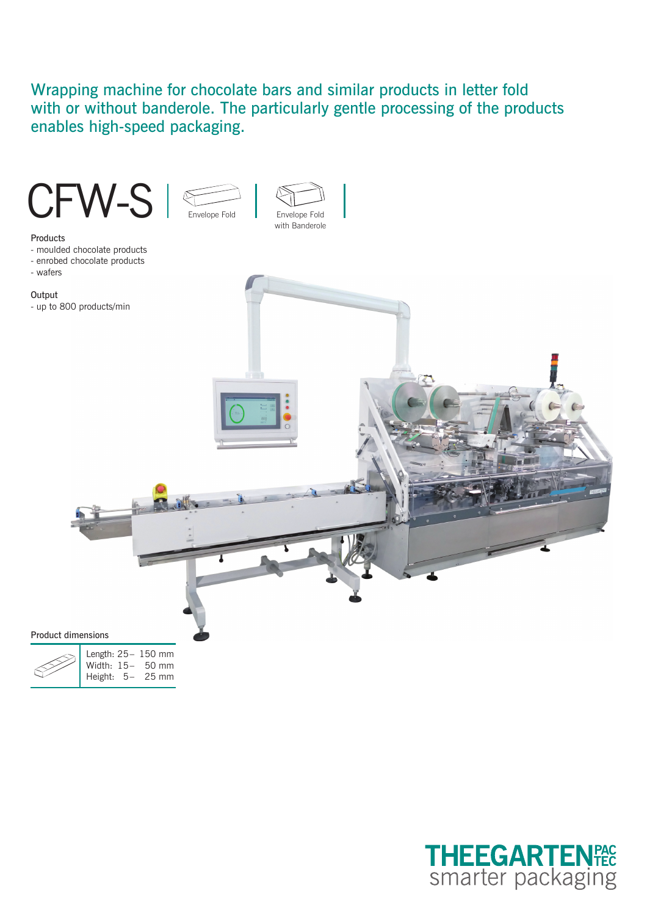Wrapping machine for chocolate bars and similar products in letter fold with or without banderole. The particularly gentle processing of the products enables high-speed packaging.

# CFW-S

Envelope Fold

Envelope Fold with Banderole

**Products**

- moulded chocolate products
- enrobed chocolate products
- wafers

**Output**

- up to 800 products/min

**Product dimensions**

| | |
|---|---|
| Length: | 25 – 150 mm |
| Width: | 15 – 50 mm |
| Height: | 5 – 25 mm |

THEEGARTEN PACTEC smarter packaging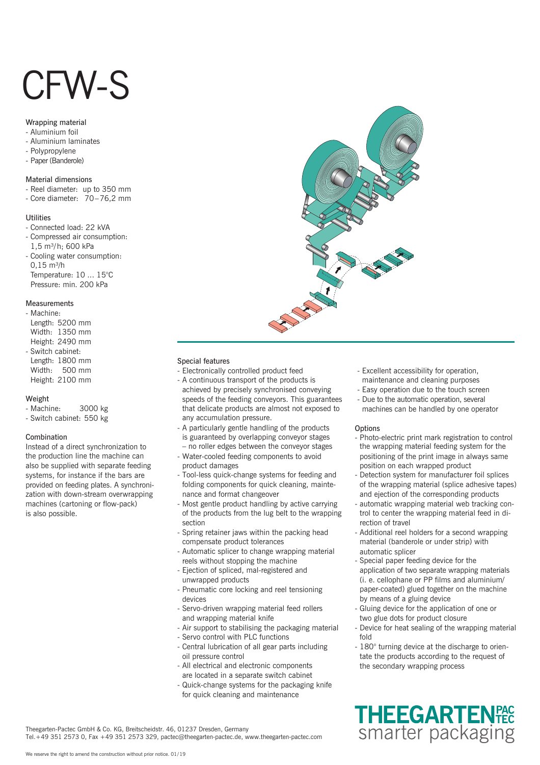# CFW-S

### Wrapping material

- Aluminium foil
- Aluminium laminates
- Polypropylene
- Paper (Banderole)

### Material dimensions

- Reel diameter: up to 350 mm
- Core diameter: 70 – 76,2 mm

### Utilities

- Connected load: 22 kVA
- Compressed air consumption: 1,5 m³/h; 600 kPa
- Cooling water consumption: 0,15 m³/h
  Temperature: 10 ... 15°C
  Pressure: min. 200 kPa

### Measurements

- Machine:
  Length: 5200 mm
  Width: 1350 mm
  Height: 2490 mm
- Switch cabinet:
  Length: 1800 mm
  Width: 500 mm
  Height: 2100 mm

### Weight

- Machine: 3000 kg
- Switch cabinet: 550 kg

### Combination

Instead of a direct synchronization to the production line the machine can also be supplied with separate feeding systems, for instance if the bars are provided on feeding plates. A synchronization with down-stream overwrapping machines (cartoning or flow-pack) is also possible.

### Special features

- Electronically controlled product feed
- A continuous transport of the products is achieved by precisely synchronised conveying speeds of the feeding conveyors. This guarantees that delicate products are almost not exposed to any accumulation pressure.
- A particularly gentle handling of the products is guaranteed by overlapping conveyor stages – no roller edges between the conveyor stages
- Water-cooled feeding components to avoid product damages
- Tool-less quick-change systems for feeding and folding components for quick cleaning, maintenance and format changeover
- Most gentle product handling by active carrying of the products from the lug belt to the wrapping section
- Spring retainer jaws within the packing head compensate product tolerances
- Automatic splicer to change wrapping material reels without stopping the machine
- Ejection of spliced, mal-registered and unwrapped products
- Pneumatic core locking and reel tensioning devices
- Servo-driven wrapping material feed rollers and wrapping material knife
- Air support to stabilising the packaging material
- Servo control with PLC functions
- Central lubrication of all gear parts including oil pressure control
- All electrical and electronic components are located in a separate switch cabinet
- Quick-change systems for the packaging knife for quick cleaning and maintenance
- Excellent accessibility for operation, maintenance and cleaning purposes
- Easy operation due to the touch screen
- Due to the automatic operation, several machines can be handled by one operator

### Options

- Photo-electric print mark registration to control the wrapping material feeding system for the positioning of the print image in always same position on each wrapped product
- Detection system for manufacturer foil splices of the wrapping material (splice adhesive tapes) and ejection of the corresponding products
- automatic wrapping material web tracking control to center the wrapping material feed in direction of travel
- Additional reel holders for a second wrapping material (banderole or under strip) with automatic splicer
- Special paper feeding device for the application of two separate wrapping materials (i. e. cellophane or PP films and aluminium/paper-coated) glued together on the machine by means of a gluing device
- Gluing device for the application of one or two glue dots for product closure
- Device for heat sealing of the wrapping material fold
- 180° turning device at the discharge to orientate the products according to the request of the secondary wrapping process

THEEGARTEN PAC TEC
smarter packaging

Theegarten-Pactec GmbH & Co. KG, Breitscheidstr. 46, 01237 Dresden, Germany
Tel. +49 351 2573 0, Fax +49 351 2573 329, pactec@theegarten-pactec.de, www.theegarten-pactec.com

We reserve the right to amend the construction without prior notice. 01/19